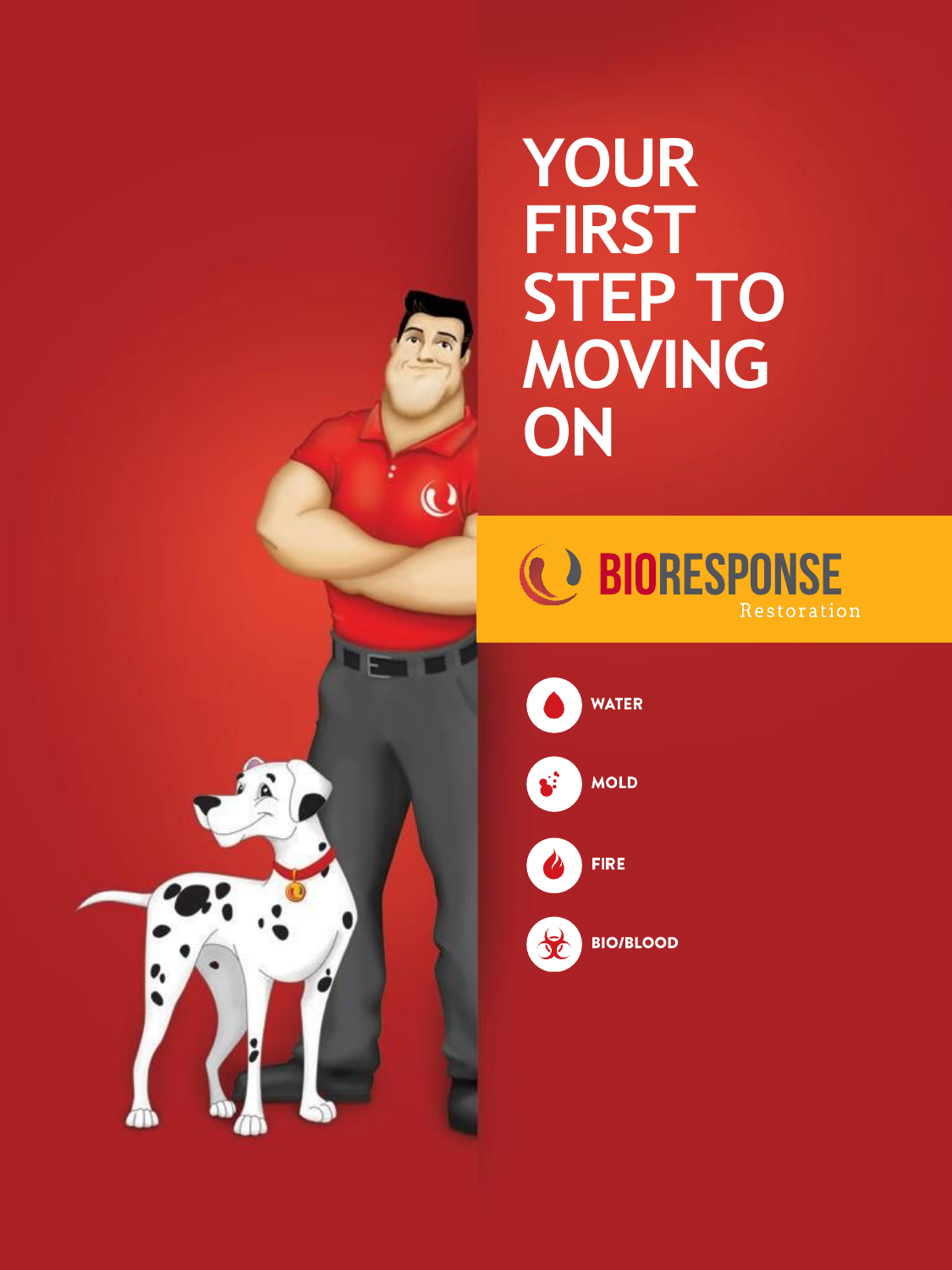# YOUR FIRST STEP TO MOVING ON

**BIORESPONSE** Restoration

- WATER
- MOLD
- FIRE
- BIO/BLOOD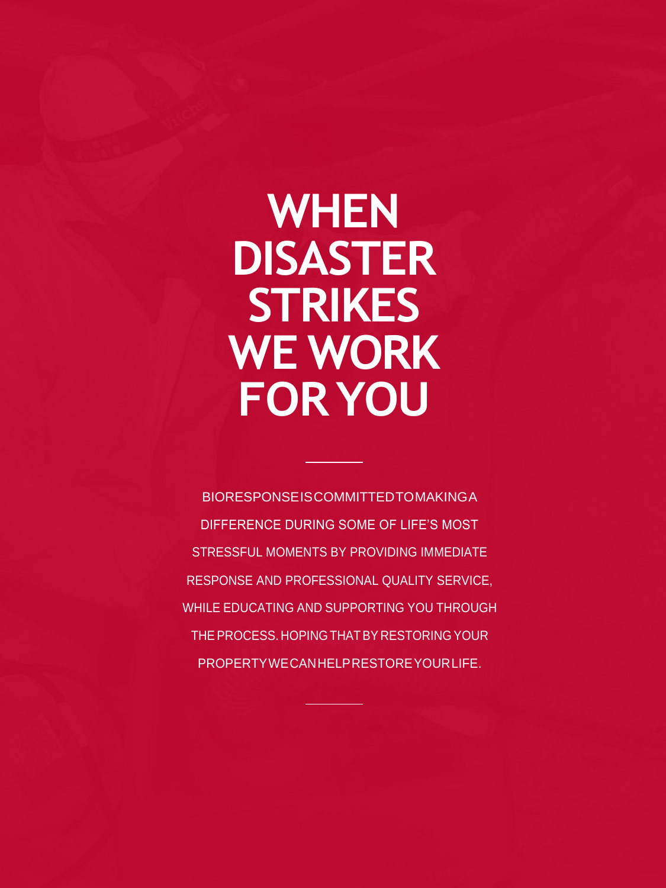# WHEN DISASTER STRIKES WE WORK FOR YOU

---

BIORESPONSE IS COMMITTED TO MAKING A DIFFERENCE DURING SOME OF LIFE'S MOST STRESSFUL MOMENTS BY PROVIDING IMMEDIATE RESPONSE AND PROFESSIONAL QUALITY SERVICE, WHILE EDUCATING AND SUPPORTING YOU THROUGH THE PROCESS. HOPING THAT BY RESTORING YOUR PROPERTY WE CAN HELP RESTORE YOUR LIFE.

---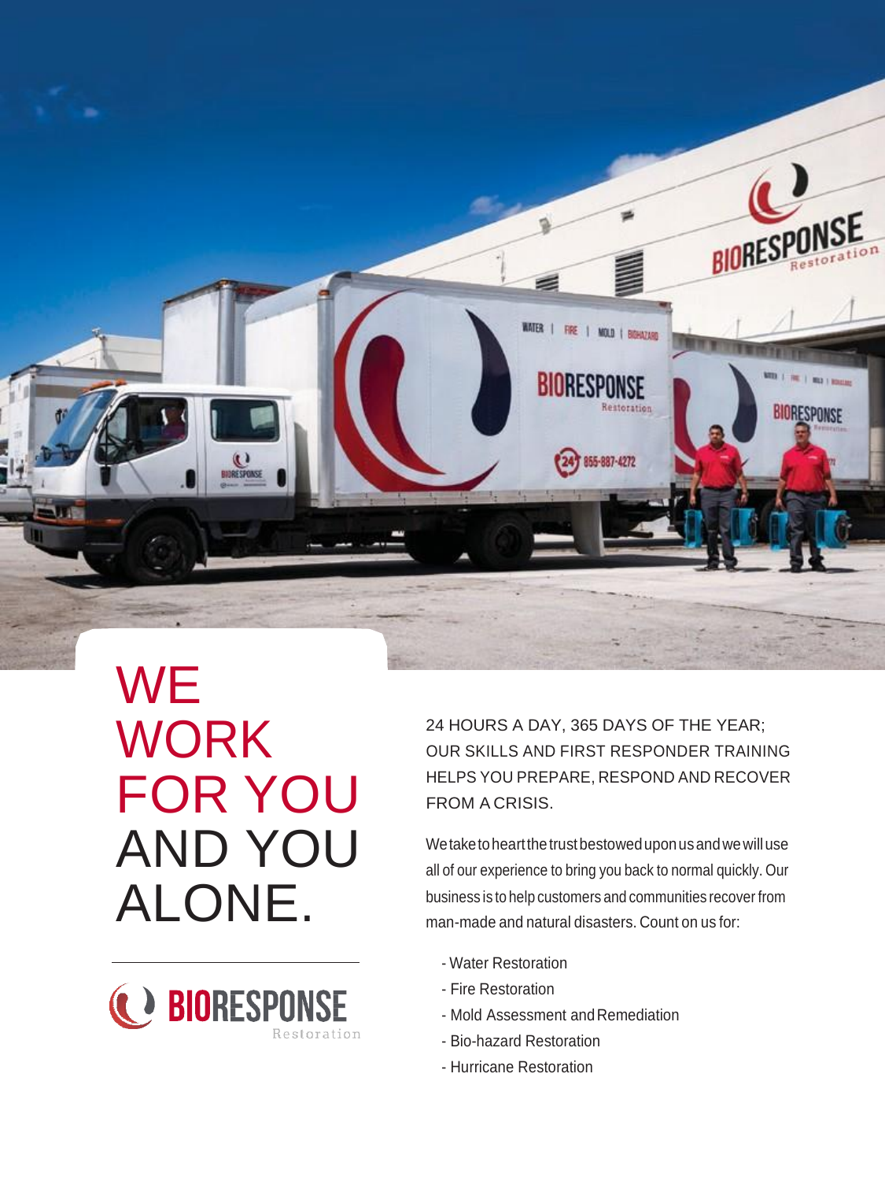# WE WORK FOR YOU AND YOU ALONE.

24 HOURS A DAY, 365 DAYS OF THE YEAR; OUR SKILLS AND FIRST RESPONDER TRAINING HELPS YOU PREPARE, RESPOND AND RECOVER FROM A CRISIS.

We take to heart the trust bestowed upon us and we will use all of our experience to bring you back to normal quickly. Our business is to help customers and communities recover from man-made and natural disasters. Count on us for:

- Water Restoration
- Fire Restoration
- Mold Assessment and Remediation
- Bio-hazard Restoration
- Hurricane Restoration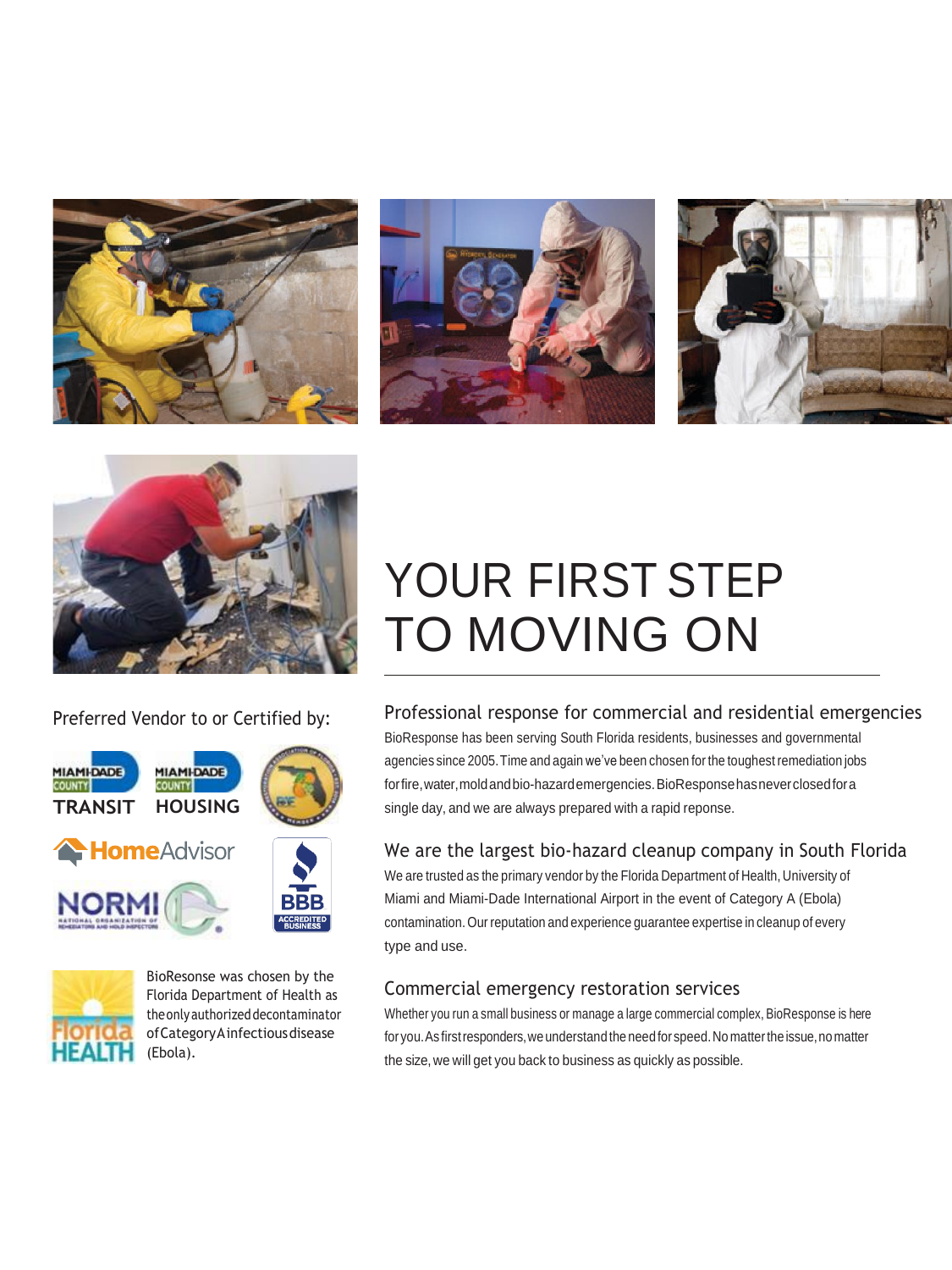# YOUR FIRST STEP TO MOVING ON

Preferred Vendor to or Certified by:

MIAMI-DADE COUNTY TRANSIT

MIAMI-DADE COUNTY HOUSING

HomeAdvisor

NORMI National Organization of Remediators and Mold Inspectors

BBB ACCREDITED BUSINESS

BioResonse was chosen by the Florida Department of Health as the only authorized decontaminator of Category A infectious disease (Ebola).

## Professional response for commercial and residential emergencies

BioResponse has been serving South Florida residents, businesses and governmental agencies since 2005. Time and again we've been chosen for the toughest remediation jobs for fire, water, mold and bio-hazard emergencies. BioResponse has never closed for a single day, and we are always prepared with a rapid reponse.

## We are the largest bio-hazard cleanup company in South Florida

We are trusted as the primary vendor by the Florida Department of Health, University of Miami and Miami-Dade International Airport in the event of Category A (Ebola) contamination. Our reputation and experience guarantee expertise in cleanup of every type and use.

## Commercial emergency restoration services

Whether you run a small business or manage a large commercial complex, BioResponse is here for you. As first responders, we understand the need for speed. No matter the issue, no matter the size, we will get you back to business as quickly as possible.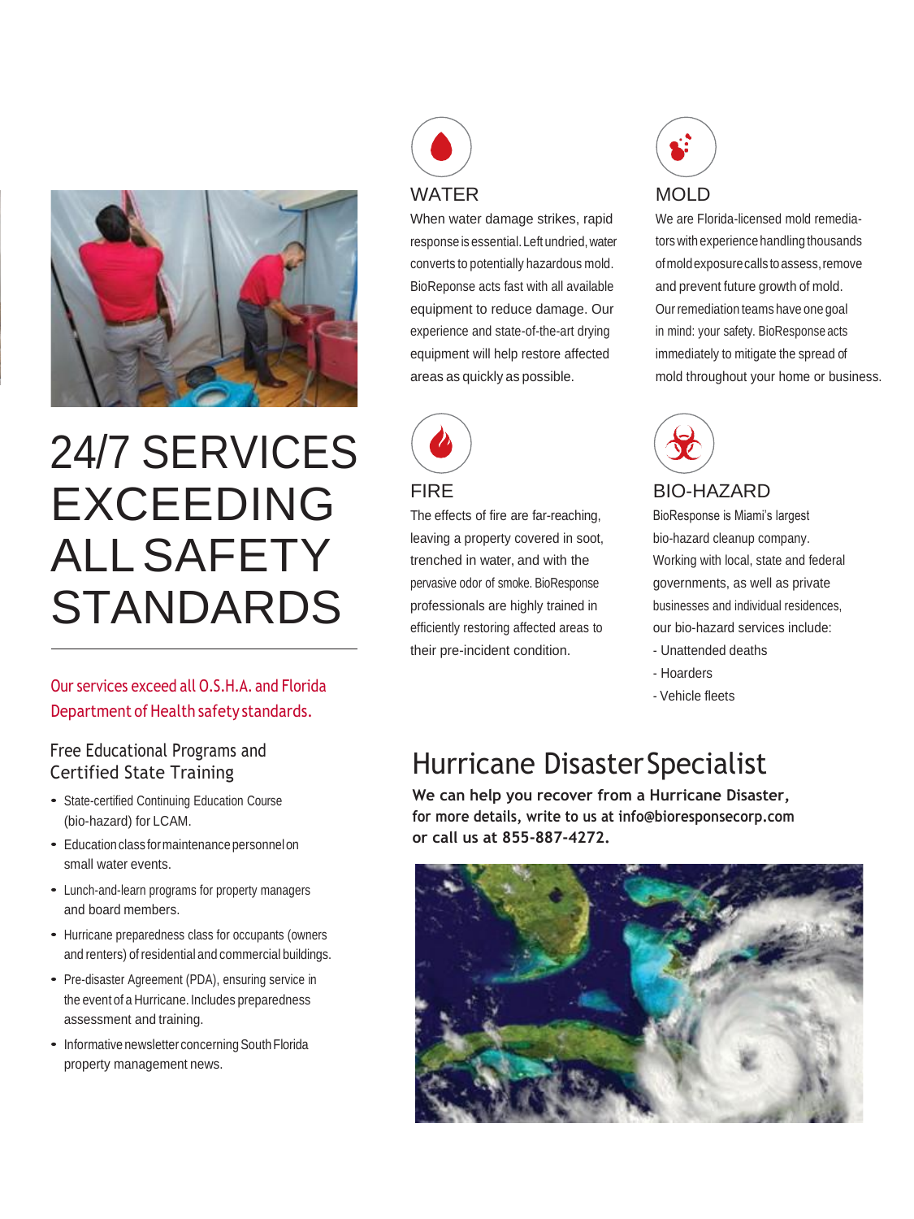# 24/7 SERVICES EXCEEDING ALL SAFETY STANDARDS

Our services exceed all O.S.H.A. and Florida Department of Health safety standards.

## Free Educational Programs and Certified State Training

- State-certified Continuing Education Course (bio-hazard) for LCAM.
- Education class for maintenance personnel on small water events.
- Lunch-and-learn programs for property managers and board members.
- Hurricane preparedness class for occupants (owners and renters) of residential and commercial buildings.
- Pre-disaster Agreement (PDA), ensuring service in the event of a Hurricane. Includes preparedness assessment and training.
- Informative newsletter concerning South Florida property management news.

## WATER

When water damage strikes, rapid response is essential. Left undried, water converts to potentially hazardous mold. BioReponse acts fast with all available equipment to reduce damage. Our experience and state-of-the-art drying equipment will help restore affected areas as quickly as possible.

## MOLD

We are Florida-licensed mold remediators with experience handling thousands of mold exposure calls to assess, remove and prevent future growth of mold. Our remediation teams have one goal in mind: your safety. BioResponse acts immediately to mitigate the spread of mold throughout your home or business.

## FIRE

The effects of fire are far-reaching, leaving a property covered in soot, trenched in water, and with the pervasive odor of smoke. BioResponse professionals are highly trained in efficiently restoring affected areas to their pre-incident condition.

## BIO-HAZARD

BioResponse is Miami's largest bio-hazard cleanup company. Working with local, state and federal governments, as well as private businesses and individual residences, our bio-hazard services include:

- Unattended deaths
- Hoarders
- Vehicle fleets

## Hurricane Disaster Specialist

**We can help you recover from a Hurricane Disaster, for more details, write to us at info@bioresponsecorp.com or call us at 855-887-4272.**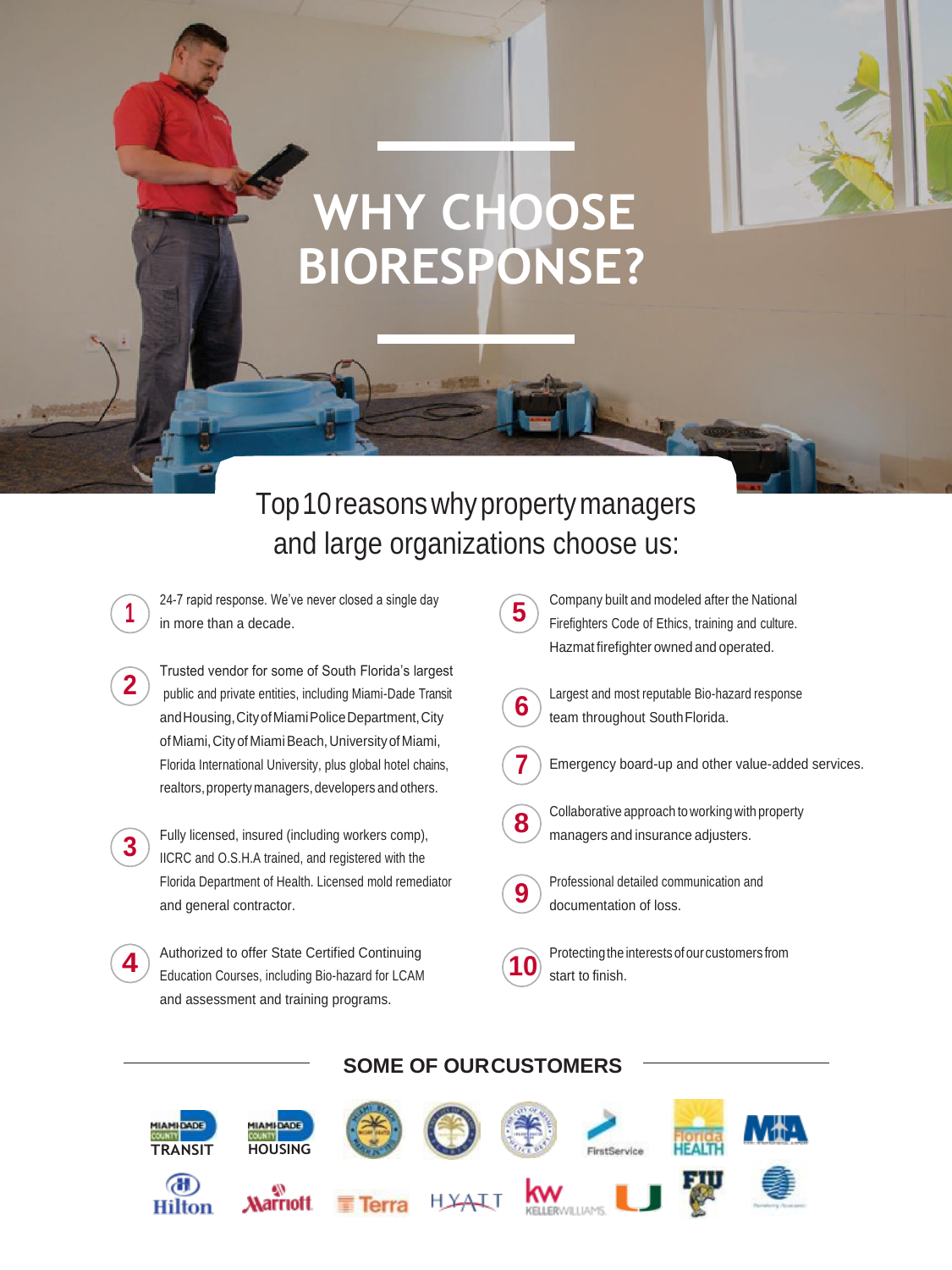# WHY CHOOSE BIORESPONSE?

## Top 10 reasons why property managers and large organizations choose us:

1. 24-7 rapid response. We've never closed a single day in more than a decade.
2. Trusted vendor for some of South Florida's largest public and private entities, including Miami-Dade Transit and Housing, City of Miami Police Department, City of Miami, City of Miami Beach, University of Miami, Florida International University, plus global hotel chains, realtors, property managers, developers and others.
3. Fully licensed, insured (including workers comp), IICRC and O.S.H.A trained, and registered with the Florida Department of Health. Licensed mold remediator and general contractor.
4. Authorized to offer State Certified Continuing Education Courses, including Bio-hazard for LCAM and assessment and training programs.
5. Company built and modeled after the National Firefighters Code of Ethics, training and culture. Hazmat firefighter owned and operated.
6. Largest and most reputable Bio-hazard response team throughout South Florida.
7. Emergency board-up and other value-added services.
8. Collaborative approach to working with property managers and insurance adjusters.
9. Professional detailed communication and documentation of loss.
10. Protecting the interests of our customers from start to finish.

## SOME OF OUR CUSTOMERS

MIAMI-DADE COUNTY TRANSIT · MIAMI-DADE COUNTY HOUSING · FirstService · Florida HEALTH · MIA · Hilton · Marriott · Terra · HYATT · kw KELLERWILLIAMS · U · FIU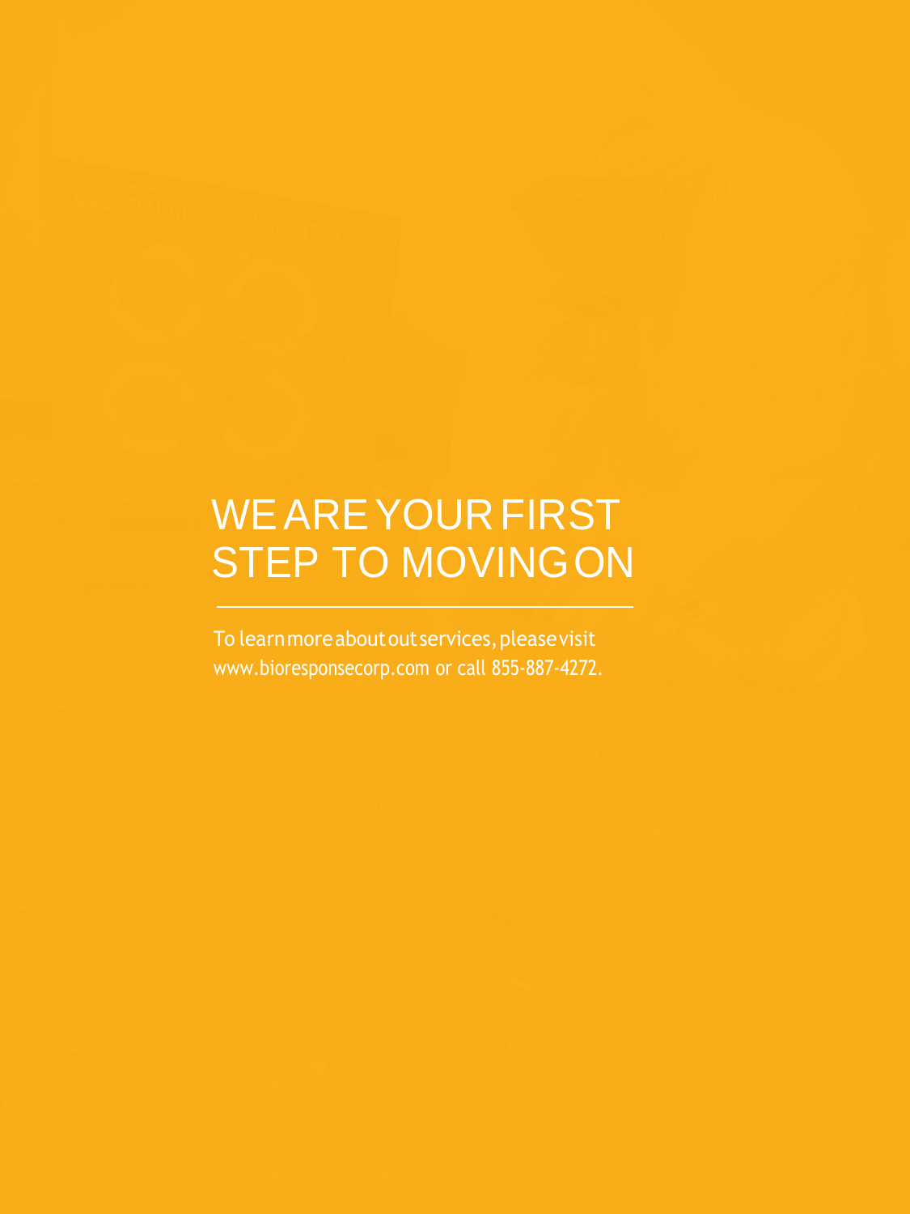# WE ARE YOUR FIRST STEP TO MOVING ON

---

To learn more about out services, please visit www.bioresponsecorp.com or call 855-887-4272.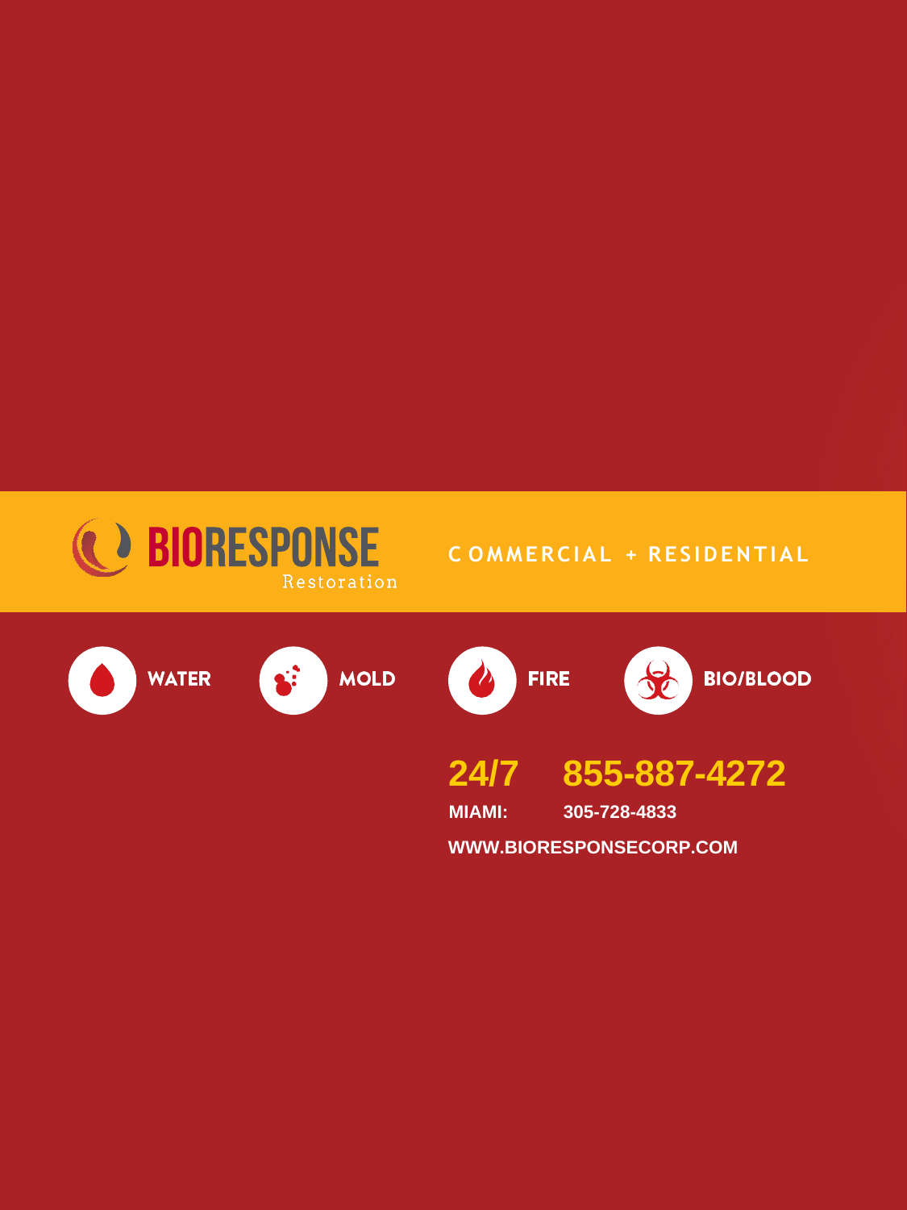**BIORESPONSE** Restoration

COMMERCIAL + RESIDENTIAL

WATER

MOLD

FIRE

BIO/BLOOD

**24/7 855-887-4272**

**MIAMI: 305-728-4833**

**WWW.BIORESPONSECORP.COM**